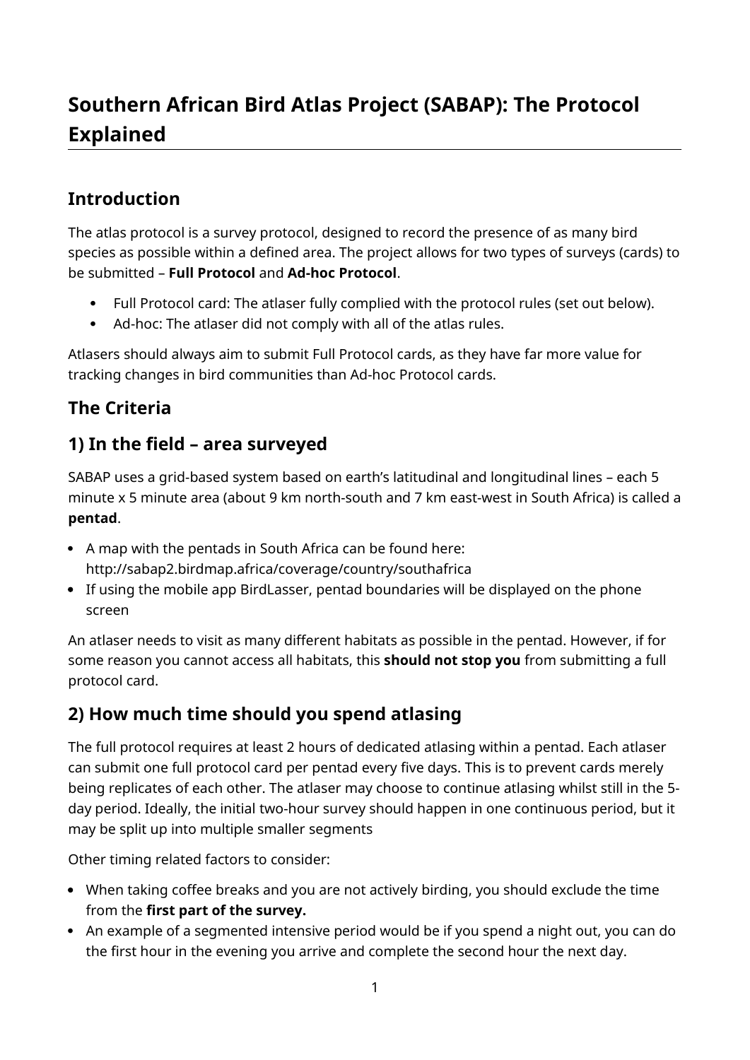# Southern African Bird Atlas Project (SABAP): The Protocol Explained

## Introduction

The atlas protocol is a survey protocol, designed to record the presence of as many bird species as possible within a defined area. The project allows for two types of surveys (cards) to be submitted – **Full Protocol** and **Ad-hoc Protocol**.

- Full Protocol card: The atlaser fully complied with the protocol rules (set out below).
- Ad-hoc: The atlaser did not comply with all of the atlas rules.

Atlasers should always aim to submit Full Protocol cards, as they have far more value for tracking changes in bird communities than Ad-hoc Protocol cards.

## The Criteria

## 1) In the field – area surveyed

SABAP uses a grid-based system based on earth's latitudinal and longitudinal lines – each 5 minute x 5 minute area (about 9 km north-south and 7 km east-west in South Africa) is called a **pentad**.

- A map with the pentads in South Africa can be found here: http://sabap2.birdmap.africa/coverage/country/southafrica
- If using the mobile app BirdLasser, pentad boundaries will be displayed on the phone screen

An atlaser needs to visit as many different habitats as possible in the pentad. However, if for some reason you cannot access all habitats, this **should not stop you** from submitting a full protocol card.

## 2) How much time should you spend atlasing

The full protocol requires at least 2 hours of dedicated atlasing within a pentad. Each atlaser can submit one full protocol card per pentad every five days. This is to prevent cards merely being replicates of each other. The atlaser may choose to continue atlasing whilst still in the 5-day period. Ideally, the initial two-hour survey should happen in one continuous period, but it may be split up into multiple smaller segments

Other timing related factors to consider:

- When taking coffee breaks and you are not actively birding, you should exclude the time from the **first part of the survey.**
- An example of a segmented intensive period would be if you spend a night out, you can do the first hour in the evening you arrive and complete the second hour the next day.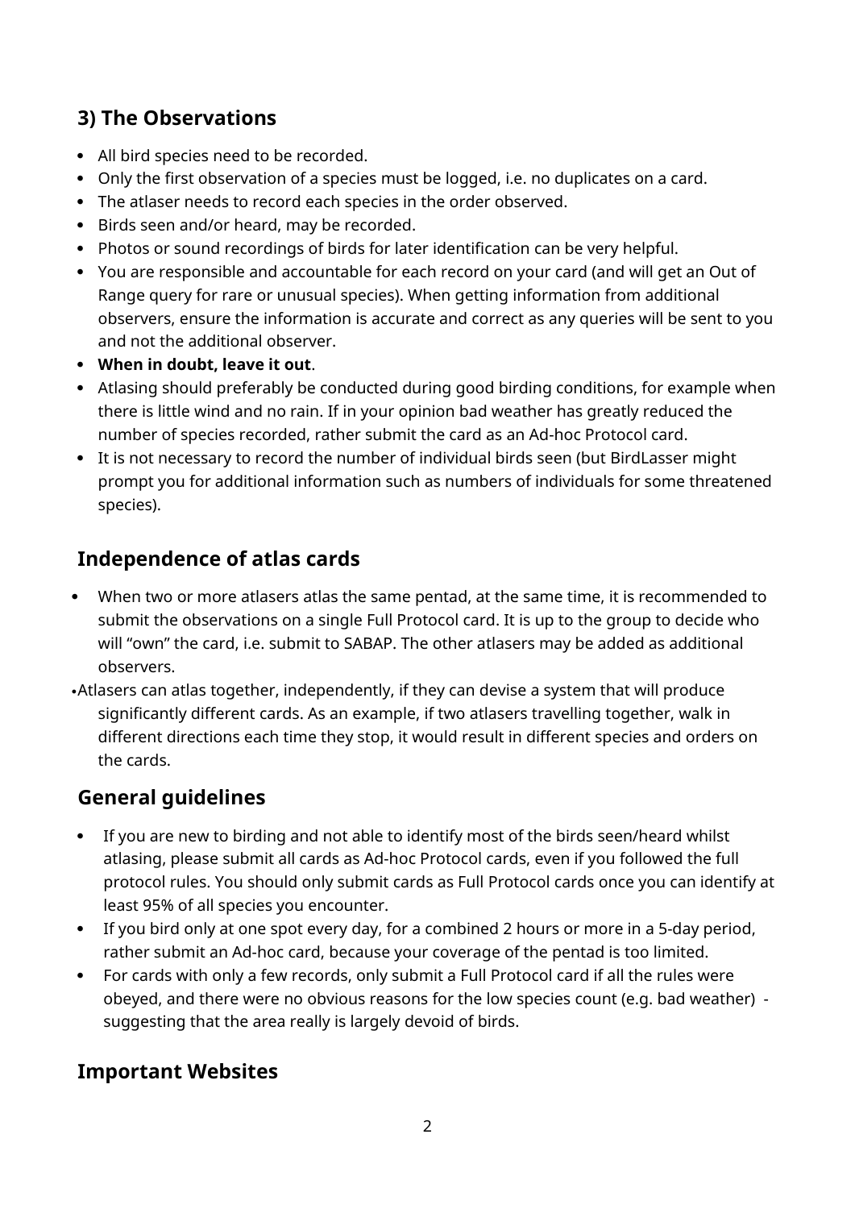## 3) The Observations

- All bird species need to be recorded.
- Only the first observation of a species must be logged, i.e. no duplicates on a card.
- The atlaser needs to record each species in the order observed.
- Birds seen and/or heard, may be recorded.
- Photos or sound recordings of birds for later identification can be very helpful.
- You are responsible and accountable for each record on your card (and will get an Out of Range query for rare or unusual species). When getting information from additional observers, ensure the information is accurate and correct as any queries will be sent to you and not the additional observer.
- **When in doubt, leave it out**.
- Atlasing should preferably be conducted during good birding conditions, for example when there is little wind and no rain. If in your opinion bad weather has greatly reduced the number of species recorded, rather submit the card as an Ad-hoc Protocol card.
- It is not necessary to record the number of individual birds seen (but BirdLasser might prompt you for additional information such as numbers of individuals for some threatened species).

## Independence of atlas cards

- When two or more atlasers atlas the same pentad, at the same time, it is recommended to submit the observations on a single Full Protocol card. It is up to the group to decide who will "own" the card, i.e. submit to SABAP. The other atlasers may be added as additional observers.
- Atlasers can atlas together, independently, if they can devise a system that will produce significantly different cards. As an example, if two atlasers travelling together, walk in different directions each time they stop, it would result in different species and orders on the cards.

## General guidelines

- If you are new to birding and not able to identify most of the birds seen/heard whilst atlasing, please submit all cards as Ad-hoc Protocol cards, even if you followed the full protocol rules. You should only submit cards as Full Protocol cards once you can identify at least 95% of all species you encounter.
- If you bird only at one spot every day, for a combined 2 hours or more in a 5-day period, rather submit an Ad-hoc card, because your coverage of the pentad is too limited.
- For cards with only a few records, only submit a Full Protocol card if all the rules were obeyed, and there were no obvious reasons for the low species count (e.g. bad weather) - suggesting that the area really is largely devoid of birds.

## Important Websites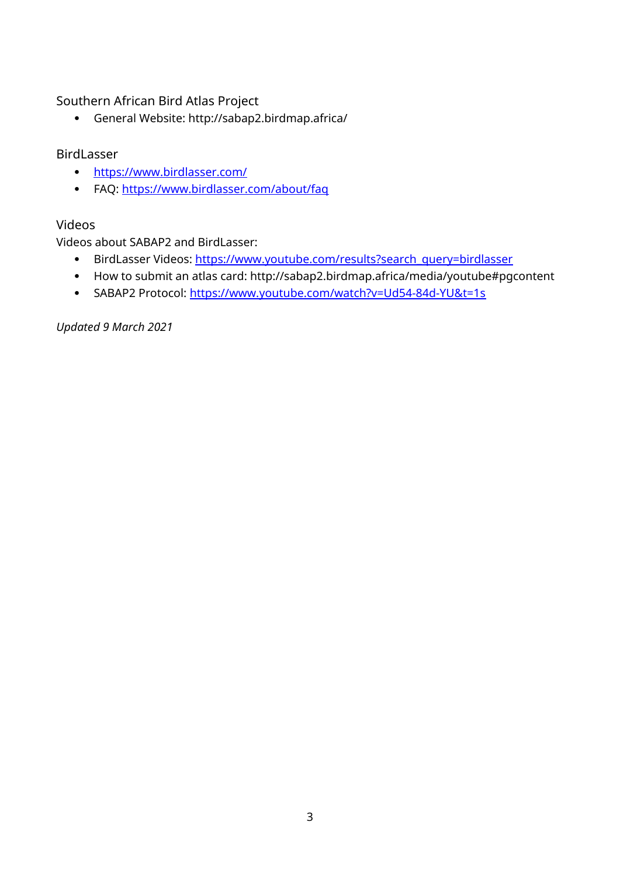## Southern African Bird Atlas Project

- General Website: http://sabap2.birdmap.africa/

## BirdLasser

- https://www.birdlasser.com/
- FAQ: https://www.birdlasser.com/about/faq

## Videos

Videos about SABAP2 and BirdLasser:

- BirdLasser Videos: https://www.youtube.com/results?search_query=birdlasser
- How to submit an atlas card: http://sabap2.birdmap.africa/media/youtube#pgcontent
- SABAP2 Protocol: https://www.youtube.com/watch?v=Ud54-84d-YU&t=1s

*Updated 9 March 2021*